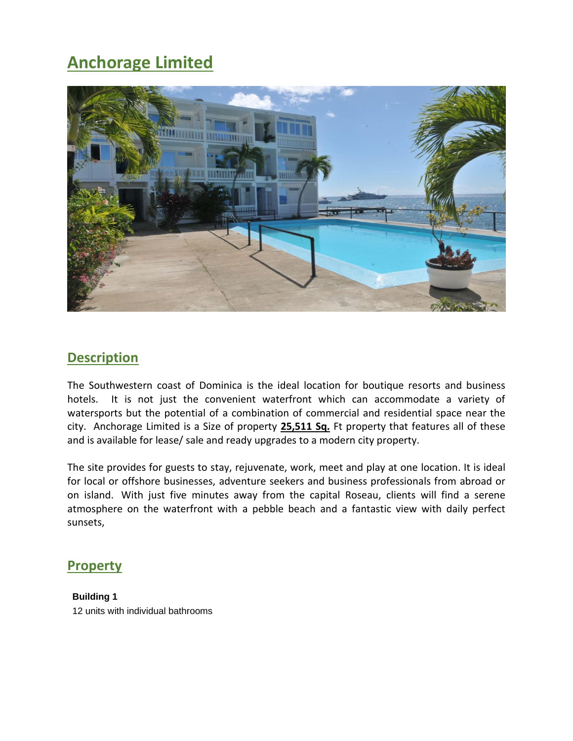# Anchorage Limited

## Description

The Southwestern coast of Dominica is the ideal location for boutique resorts and business hotels. It is not just the convenient waterfront which can accommodate a variety of watersports but the potential of a combination of commercial and residential space near the city. Anchorage Limited is a Size of property **25,511 Sq.** Ft property that features all of these and is available for lease/ sale and ready upgrades to a modern city property.

The site provides for guests to stay, rejuvenate, work, meet and play at one location. It is ideal for local or offshore businesses, adventure seekers and business professionals from abroad or on island. With just five minutes away from the capital Roseau, clients will find a serene atmosphere on the waterfront with a pebble beach and a fantastic view with daily perfect sunsets,

## Property

**Building 1**

12 units with individual bathrooms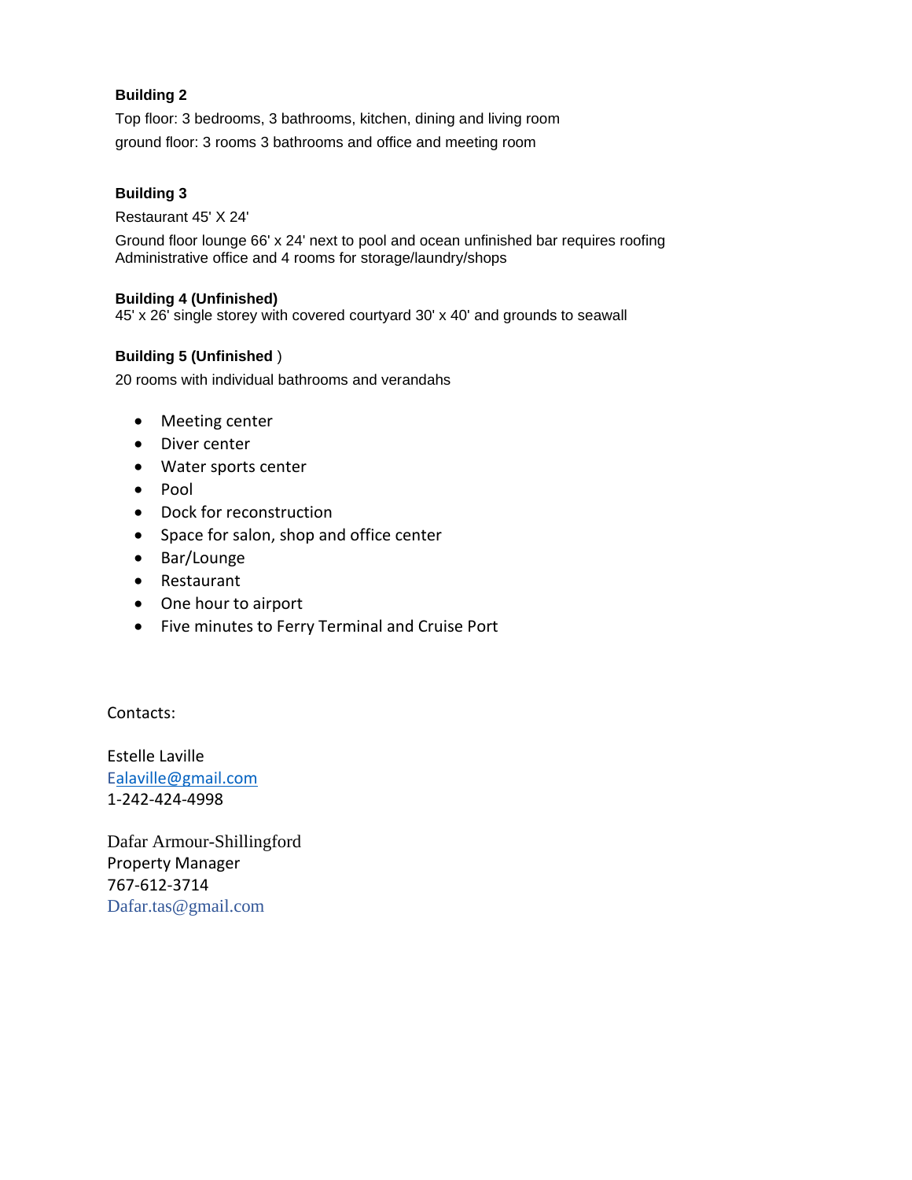**Building 2**

Top floor: 3 bedrooms, 3 bathrooms, kitchen, dining and living room

ground floor: 3 rooms 3 bathrooms and office and meeting room

**Building 3**

Restaurant 45' X 24'

Ground floor lounge 66' x 24' next to pool and ocean unfinished bar requires roofing
Administrative office and 4 rooms for storage/laundry/shops

**Building 4 (Unfinished)**
45' x 26' single storey with covered courtyard 30' x 40' and grounds to seawall

**Building 5 (Unfinished** )

20 rooms with individual bathrooms and verandahs

- Meeting center
- Diver center
- Water sports center
- Pool
- Dock for reconstruction
- Space for salon, shop and office center
- Bar/Lounge
- Restaurant
- One hour to airport
- Five minutes to Ferry Terminal and Cruise Port

Contacts:

Estelle Laville
Ealaville@gmail.com
1-242-424-4998

Dafar Armour-Shillingford
Property Manager
767-612-3714
Dafar.tas@gmail.com